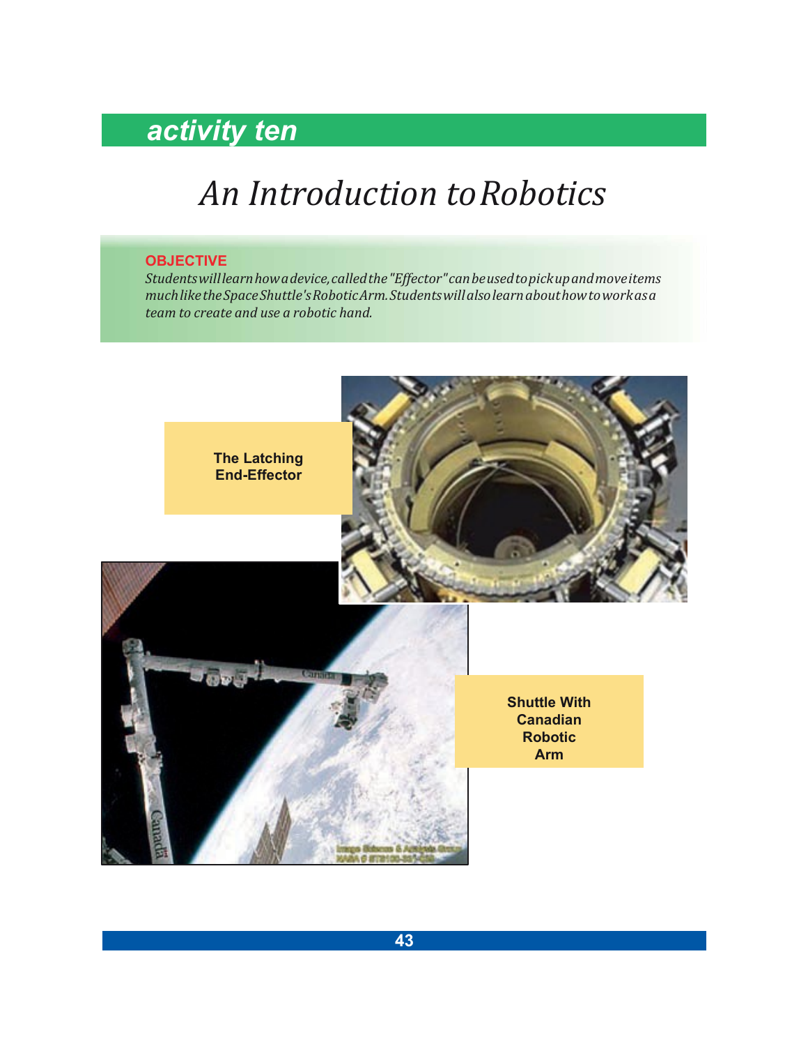## activity ten

# An Introduction to Robotics

**OBJECTIVE**

*Students will learn how a device, called the "Effector" can be used to pick up and move items much like the Space Shuttle's Robotic Arm. Students will also learn about how to work as a team to create and use a robotic hand.*

**The Latching End-Effector**

**Shuttle With Canadian Robotic Arm**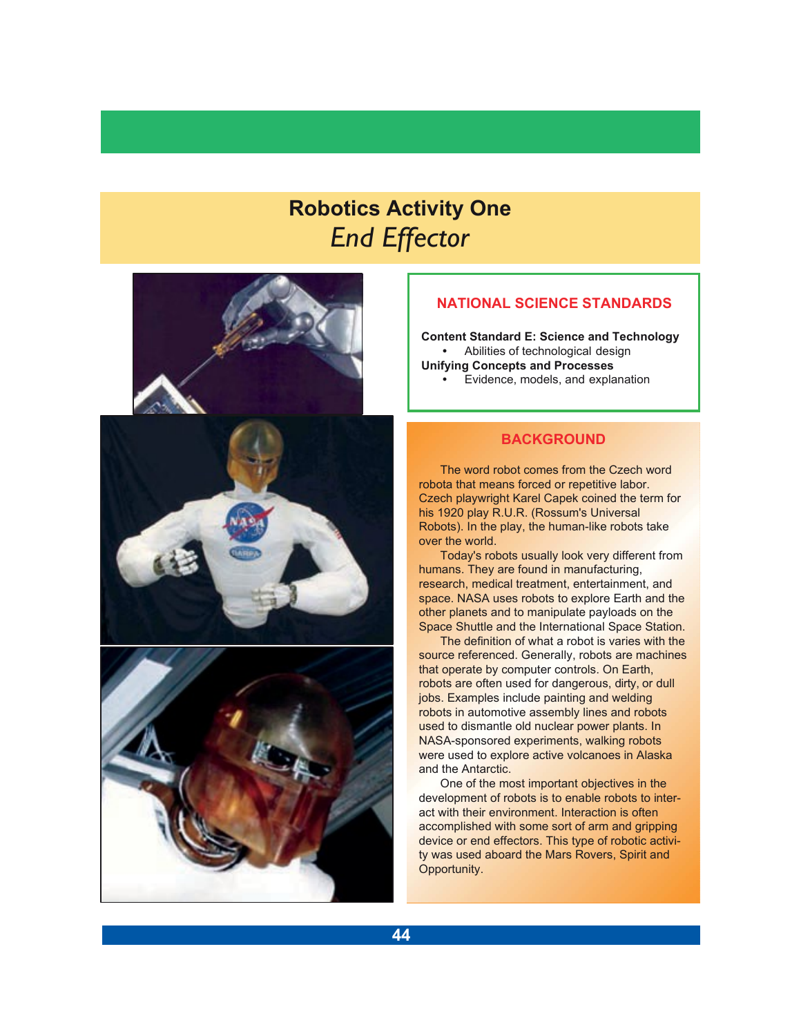# Robotics Activity One

## *End Effector*

### NATIONAL SCIENCE STANDARDS

**Content Standard E: Science and Technology**
- Abilities of technological design

**Unifying Concepts and Processes**
- Evidence, models, and explanation

### BACKGROUND

The word robot comes from the Czech word robota that means forced or repetitive labor. Czech playwright Karel Capek coined the term for his 1920 play R.U.R. (Rossum's Universal Robots). In the play, the human-like robots take over the world.

Today's robots usually look very different from humans. They are found in manufacturing, research, medical treatment, entertainment, and space. NASA uses robots to explore Earth and the other planets and to manipulate payloads on the Space Shuttle and the International Space Station.

The definition of what a robot is varies with the source referenced. Generally, robots are machines that operate by computer controls. On Earth, robots are often used for dangerous, dirty, or dull jobs. Examples include painting and welding robots in automotive assembly lines and robots used to dismantle old nuclear power plants. In NASA-sponsored experiments, walking robots were used to explore active volcanoes in Alaska and the Antarctic.

One of the most important objectives in the development of robots is to enable robots to interact with their environment. Interaction is often accomplished with some sort of arm and gripping device or end effectors. This type of robotic activity was used aboard the Mars Rovers, Spirit and Opportunity.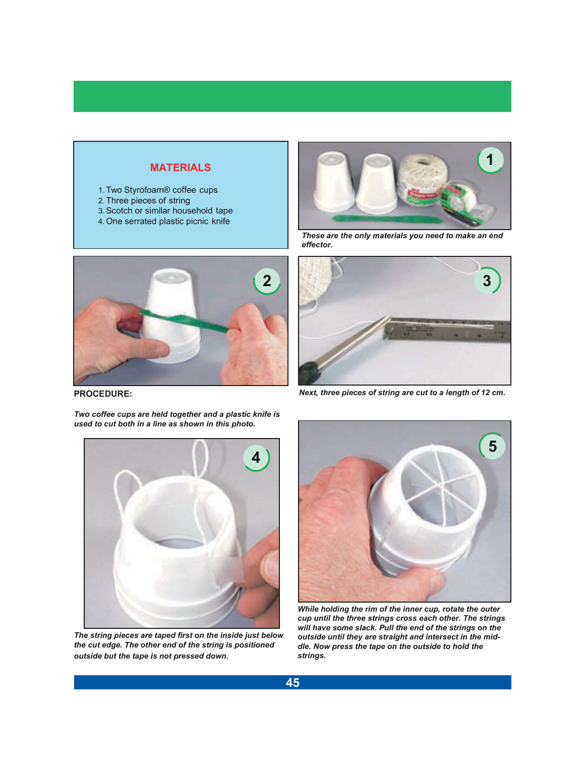## MATERIALS

1. Two Styrofoam® coffee cups
2. Three pieces of string
3. Scotch or similar household tape
4. One serrated plastic picnic knife

*These are the only materials you need to make an end effector.*

**PROCEDURE:**

*Two coffee cups are held together and a plastic knife is used to cut both in a line as shown in this photo.*

*Next, three pieces of string are cut to a length of 12 cm.*

*The string pieces are taped first on the inside just below the cut edge. The other end of the string is positioned outside but the tape is not pressed down.*

*While holding the rim of the inner cup, rotate the outer cup until the three strings cross each other. The strings will have some slack. Pull the end of the strings on the outside until they are straight and intersect in the middle. Now press the tape on the outside to hold the strings.*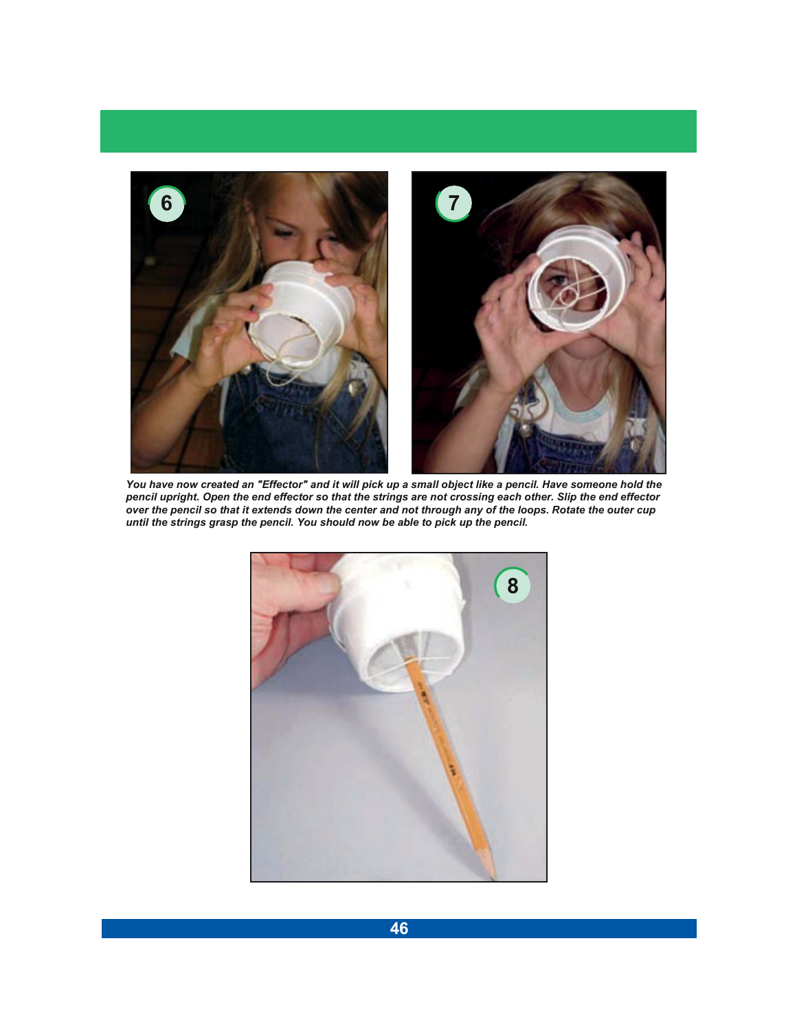*You have now created an "Effector" and it will pick up a small object like a pencil. Have someone hold the pencil upright. Open the end effector so that the strings are not crossing each other. Slip the end effector over the pencil so that it extends down the center and not through any of the loops. Rotate the outer cup until the strings grasp the pencil. You should now be able to pick up the pencil.*